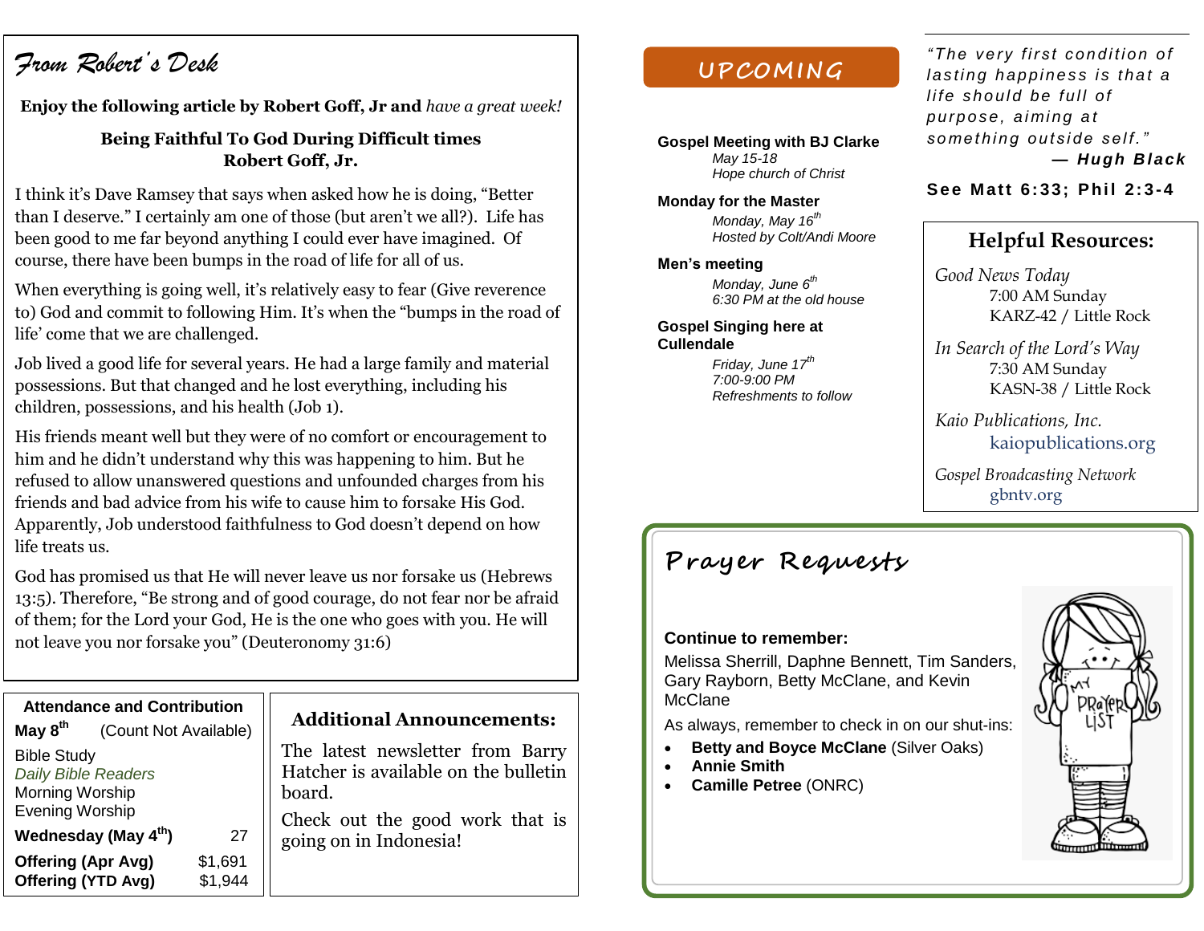## From Robert's Desk

**Enjoy the following article by Robert Goff, Jr and** *have a great week!*

**Being Faithful To God During Difficult times**
**Robert Goff, Jr.**

I think it's Dave Ramsey that says when asked how he is doing, "Better than I deserve." I certainly am one of those (but aren't we all?). Life has been good to me far beyond anything I could ever have imagined. Of course, there have been bumps in the road of life for all of us.

When everything is going well, it's relatively easy to fear (Give reverence to) God and commit to following Him. It's when the "bumps in the road of life' come that we are challenged.

Job lived a good life for several years. He had a large family and material possessions. But that changed and he lost everything, including his children, possessions, and his health (Job 1).

His friends meant well but they were of no comfort or encouragement to him and he didn't understand why this was happening to him. But he refused to allow unanswered questions and unfounded charges from his friends and bad advice from his wife to cause him to forsake His God. Apparently, Job understood faithfulness to God doesn't depend on how life treats us.

God has promised us that He will never leave us nor forsake us (Hebrews 13:5). Therefore, "Be strong and of good courage, do not fear nor be afraid of them; for the Lord your God, He is the one who goes with you. He will not leave you nor forsake you" (Deuteronomy 31:6)

| Attendance and Contribution | |
|---|---|
| **May 8th** | (Count Not Available) |
| Bible Study | |
| *Daily Bible Readers* | |
| Morning Worship | |
| Evening Worship | |
| **Wednesday (May 4th)** | 27 |
| **Offering (Apr Avg)** | $1,691 |
| **Offering (YTD Avg)** | $1,944 |

### Additional Announcements:

The latest newsletter from Barry Hatcher is available on the bulletin board.

Check out the good work that is going on in Indonesia!

## UPCOMING

**Gospel Meeting with BJ Clarke**
*May 15-18*
*Hope church of Christ*

**Monday for the Master**
*Monday, May 16th*
*Hosted by Colt/Andi Moore*

**Men's meeting**
*Monday, June 6th*
*6:30 PM at the old house*

**Gospel Singing here at Cullendale**
*Friday, June 17th*
*7:00-9:00 PM*
*Refreshments to follow*

*"The very first condition of lasting happiness is that a life should be full of purpose, aiming at something outside self."*
***— Hugh Black***

**See Matt 6:33; Phil 2:3-4**

### Helpful Resources:

*Good News Today*
7:00 AM Sunday
KARZ-42 / Little Rock

*In Search of the Lord's Way*
7:30 AM Sunday
KASN-38 / Little Rock

*Kaio Publications, Inc.*
kaiopublications.org

*Gospel Broadcasting Network*
gbntv.org

## Prayer Requests

**Continue to remember:**
Melissa Sherrill, Daphne Bennett, Tim Sanders, Gary Rayborn, Betty McClane, and Kevin McClane

As always, remember to check in on our shut-ins:

- **Betty and Boyce McClane** (Silver Oaks)
- **Annie Smith**
- **Camille Petree** (ONRC)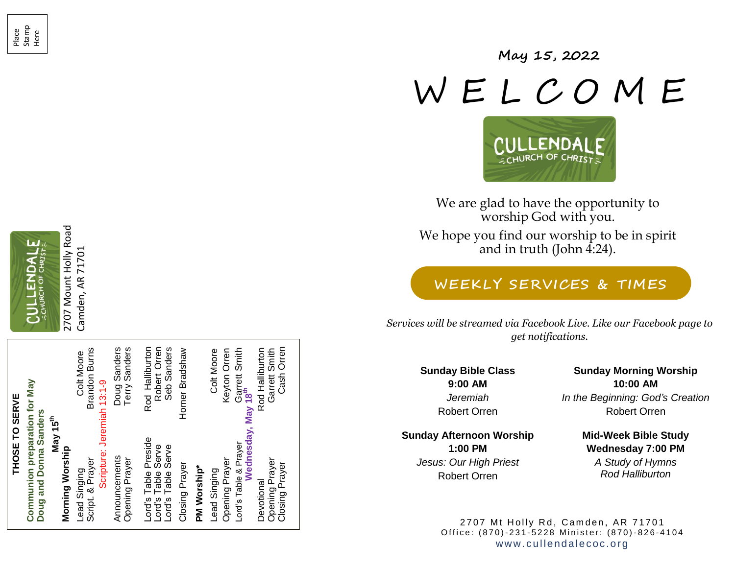Place Stamp Here

CULLENDALE CHURCH OF CHRIST

2707 Mount Holly Road
Camden, AR 71701

## THOSE TO SERVE

**Communion preparation for May**
**Doug and Donna Sanders**

**May 15th**

**Morning Worship**

| | |
|---|---|
| Lead Singing | Colt Moore |
| Script. & Prayer | Brandon Burns |

Scripture: Jeremiah 13:1-9

| | |
|---|---|
| Announcements | Doug Sanders |
| Opening Prayer | Terry Sanders |
| Lord's Table Preside | Rod Halliburton |
| Lord's Table Serve | Robert Orren |
| Lord's Table Serve | Seb Sanders |
| Closing Prayer | Homer Bradshaw |

**PM Worship***

| | |
|---|---|
| Lead Singing | Colt Moore |
| Opening Prayer | Keyton Orren |
| Lord's Table & Prayer | Garrett Smith |

**Wednesday, May 18th**

| | |
|---|---|
| Devotional | Rod Halliburton |
| Opening Prayer | Garrett Smith |
| Closing Prayer | Cash Orren |

**May 15, 2022**

# WELCOME

CULLENDALE CHURCH OF CHRIST

We are glad to have the opportunity to worship God with you.

We hope you find our worship to be in spirit and in truth (John 4:24).

## WEEKLY SERVICES & TIMES

*Services will be streamed via Facebook Live. Like our Facebook page to get notifications.*

**Sunday Bible Class**
**9:00 AM**
*Jeremiah*
Robert Orren

**Sunday Morning Worship**
**10:00 AM**
*In the Beginning: God's Creation*
Robert Orren

**Sunday Afternoon Worship**
**1:00 PM**
*Jesus: Our High Priest*
Robert Orren

**Mid-Week Bible Study**
**Wednesday 7:00 PM**
*A Study of Hymns*
*Rod Halliburton*

2707 Mt Holly Rd, Camden, AR 71701
Office: (870)-231-5228 Minister: (870)-826-4104
www.cullendalecoc.org